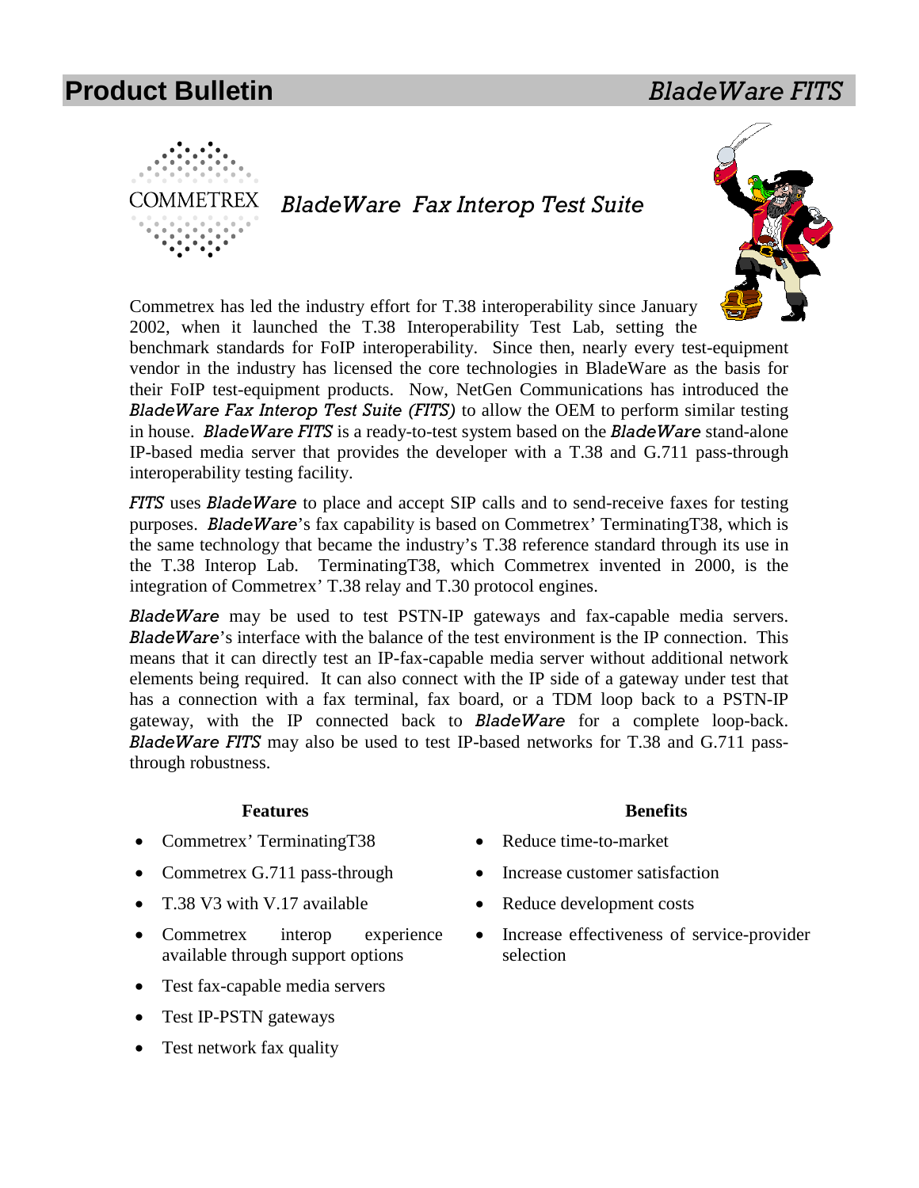# Product Bulletin *BladeWare FITS*

COMMETREX

## *BladeWare Fax Interop Test Suite*

Commetrex has led the industry effort for T.38 interoperability since January 2002, when it launched the T.38 Interoperability Test Lab, setting the benchmark standards for FoIP interoperability. Since then, nearly every test-equipment vendor in the industry has licensed the core technologies in BladeWare as the basis for their FoIP test-equipment products. Now, NetGen Communications has introduced the *BladeWare Fax Interop Test Suite (FITS)* to allow the OEM to perform similar testing in house. *BladeWare FITS* is a ready-to-test system based on the *BladeWare* stand-alone IP-based media server that provides the developer with a T.38 and G.711 pass-through interoperability testing facility.

*FITS* uses *BladeWare* to place and accept SIP calls and to send-receive faxes for testing purposes. *BladeWare*'s fax capability is based on Commetrex' TerminatingT38, which is the same technology that became the industry's T.38 reference standard through its use in the T.38 Interop Lab. TerminatingT38, which Commetrex invented in 2000, is the integration of Commetrex' T.38 relay and T.30 protocol engines.

*BladeWare* may be used to test PSTN-IP gateways and fax-capable media servers. *BladeWare*'s interface with the balance of the test environment is the IP connection. This means that it can directly test an IP-fax-capable media server without additional network elements being required. It can also connect with the IP side of a gateway under test that has a connection with a fax terminal, fax board, or a TDM loop back to a PSTN-IP gateway, with the IP connected back to *BladeWare* for a complete loop-back. *BladeWare FITS* may also be used to test IP-based networks for T.38 and G.711 pass-through robustness.

**Features**

- Commetrex' TerminatingT38
- Commetrex G.711 pass-through
- T.38 V3 with V.17 available
- Commetrex interop experience available through support options
- Test fax-capable media servers
- Test IP-PSTN gateways
- Test network fax quality

**Benefits**

- Reduce time-to-market
- Increase customer satisfaction
- Reduce development costs
- Increase effectiveness of service-provider selection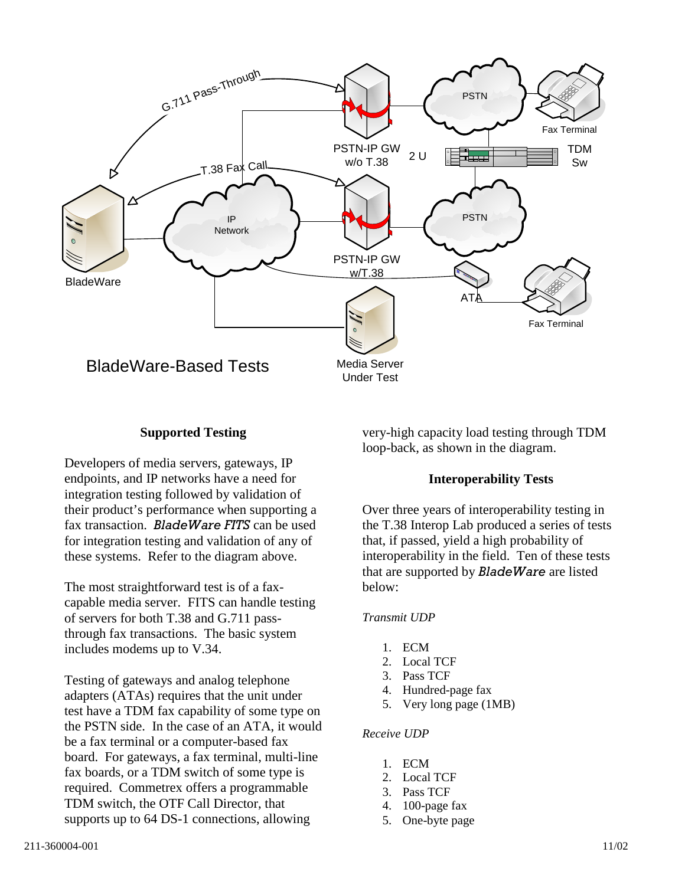BladeWare-Based Tests

## Supported Testing

Developers of media servers, gateways, IP endpoints, and IP networks have a need for integration testing followed by validation of their product's performance when supporting a fax transaction. ***BladeWare FITS*** can be used for integration testing and validation of any of these systems. Refer to the diagram above.

The most straightforward test is of a fax-capable media server. FITS can handle testing of servers for both T.38 and G.711 pass-through fax transactions. The basic system includes modems up to V.34.

Testing of gateways and analog telephone adapters (ATAs) requires that the unit under test have a TDM fax capability of some type on the PSTN side. In the case of an ATA, it would be a fax terminal or a computer-based fax board. For gateways, a fax terminal, multi-line fax boards, or a TDM switch of some type is required. Commetrex offers a programmable TDM switch, the OTF Call Director, that supports up to 64 DS-1 connections, allowing very-high capacity load testing through TDM loop-back, as shown in the diagram.

## Interoperability Tests

Over three years of interoperability testing in the T.38 Interop Lab produced a series of tests that, if passed, yield a high probability of interoperability in the field. Ten of these tests that are supported by ***BladeWare*** are listed below:

*Transmit UDP*

1. ECM
2. Local TCF
3. Pass TCF
4. Hundred-page fax
5. Very long page (1MB)

*Receive UDP*

1. ECM
2. Local TCF
3. Pass TCF
4. 100-page fax
5. One-byte page

211-360004-001 11/02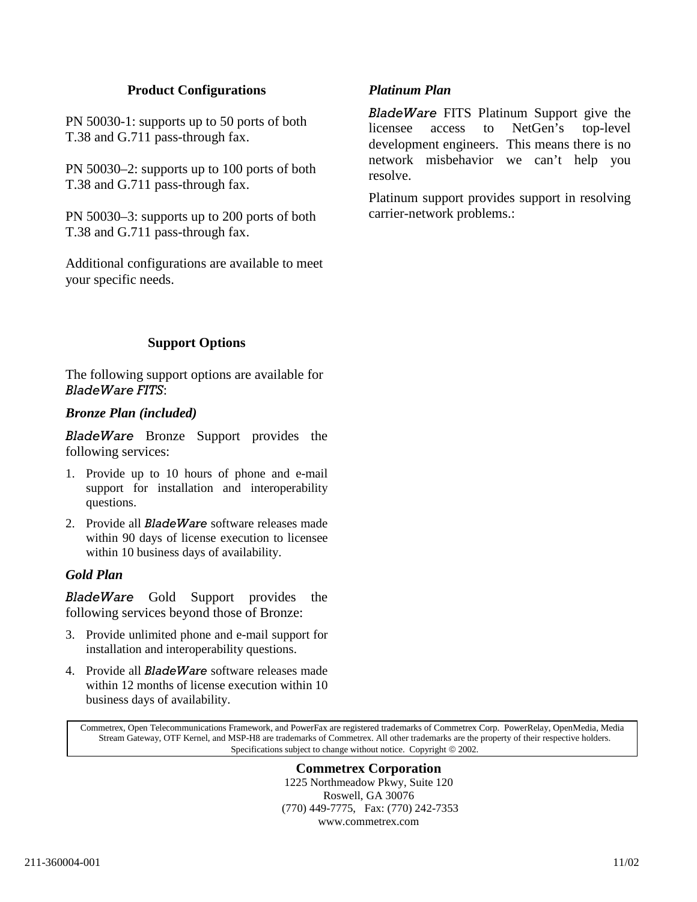## Product Configurations

PN 50030-1: supports up to 50 ports of both T.38 and G.711 pass-through fax.

PN 50030–2: supports up to 100 ports of both T.38 and G.711 pass-through fax.

PN 50030–3: supports up to 200 ports of both T.38 and G.711 pass-through fax.

Additional configurations are available to meet your specific needs.

## Support Options

The following support options are available for *BladeWare FITS*:

### *Bronze Plan (included)*

*BladeWare* Bronze Support provides the following services:

1. Provide up to 10 hours of phone and e-mail support for installation and interoperability questions.
2. Provide all *BladeWare* software releases made within 90 days of license execution to licensee within 10 business days of availability.

### *Gold Plan*

*BladeWare* Gold Support provides the following services beyond those of Bronze:

3. Provide unlimited phone and e-mail support for installation and interoperability questions.
4. Provide all *BladeWare* software releases made within 12 months of license execution within 10 business days of availability.

### *Platinum Plan*

*BladeWare* FITS Platinum Support give the licensee access to NetGen's top-level development engineers. This means there is no network misbehavior we can't help you resolve.

Platinum support provides support in resolving carrier-network problems.:

Commetrex, Open Telecommunications Framework, and PowerFax are registered trademarks of Commetrex Corp. PowerRelay, OpenMedia, Media Stream Gateway, OTF Kernel, and MSP-H8 are trademarks of Commetrex. All other trademarks are the property of their respective holders. Specifications subject to change without notice. Copyright © 2002.

**Commetrex Corporation**
1225 Northmeadow Pkwy, Suite 120
Roswell, GA 30076
(770) 449-7775, Fax: (770) 242-7353
www.commetrex.com

211-360004-001 11/02